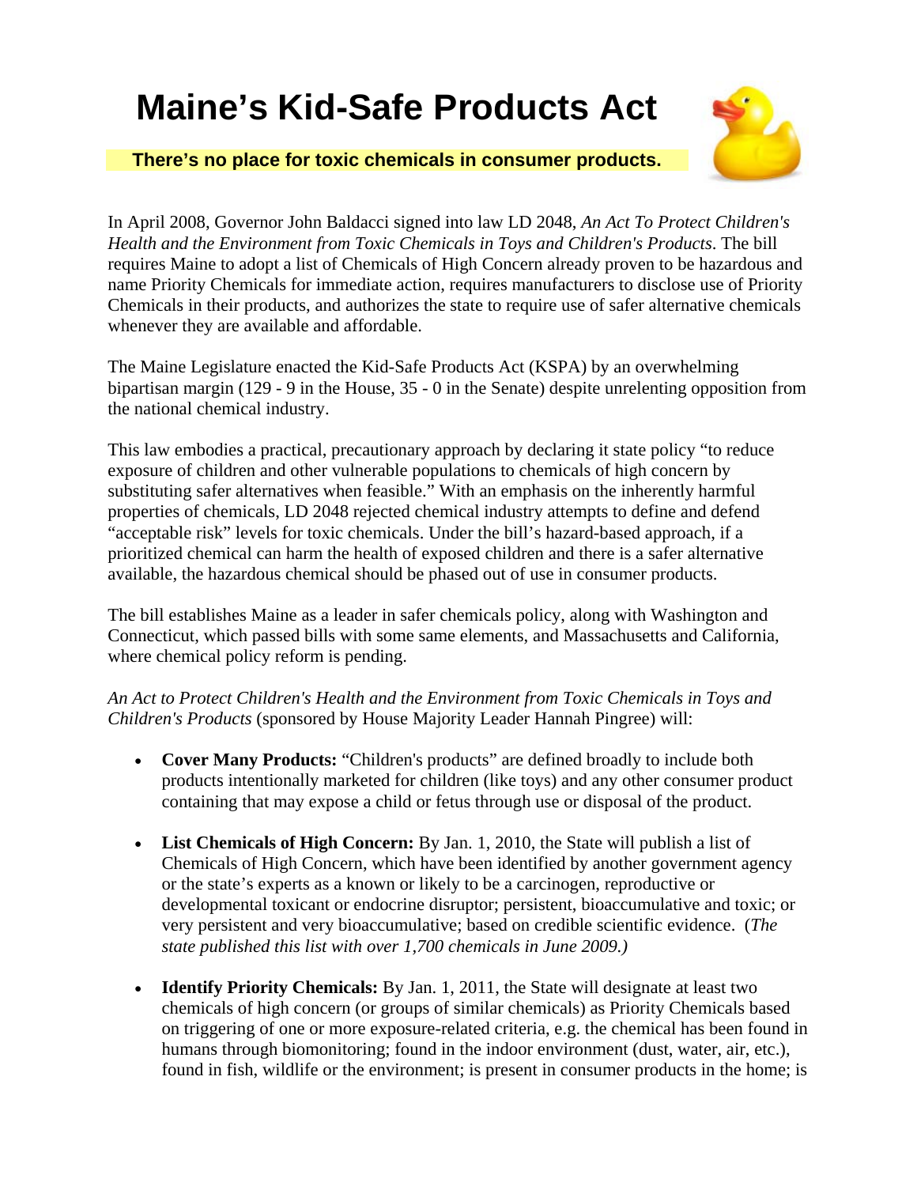# Maine's Kid-Safe Products Act

**There's no place for toxic chemicals in consumer products.**

In April 2008, Governor John Baldacci signed into law LD 2048, *An Act To Protect Children's Health and the Environment from Toxic Chemicals in Toys and Children's Products*. The bill requires Maine to adopt a list of Chemicals of High Concern already proven to be hazardous and name Priority Chemicals for immediate action, requires manufacturers to disclose use of Priority Chemicals in their products, and authorizes the state to require use of safer alternative chemicals whenever they are available and affordable.

The Maine Legislature enacted the Kid-Safe Products Act (KSPA) by an overwhelming bipartisan margin (129 - 9 in the House, 35 - 0 in the Senate) despite unrelenting opposition from the national chemical industry.

This law embodies a practical, precautionary approach by declaring it state policy "to reduce exposure of children and other vulnerable populations to chemicals of high concern by substituting safer alternatives when feasible." With an emphasis on the inherently harmful properties of chemicals, LD 2048 rejected chemical industry attempts to define and defend "acceptable risk" levels for toxic chemicals. Under the bill's hazard-based approach, if a prioritized chemical can harm the health of exposed children and there is a safer alternative available, the hazardous chemical should be phased out of use in consumer products.

The bill establishes Maine as a leader in safer chemicals policy, along with Washington and Connecticut, which passed bills with some same elements, and Massachusetts and California, where chemical policy reform is pending.

*An Act to Protect Children's Health and the Environment from Toxic Chemicals in Toys and Children's Products* (sponsored by House Majority Leader Hannah Pingree) will:

- **Cover Many Products:** "Children's products" are defined broadly to include both products intentionally marketed for children (like toys) and any other consumer product containing that may expose a child or fetus through use or disposal of the product.

- **List Chemicals of High Concern:** By Jan. 1, 2010, the State will publish a list of Chemicals of High Concern, which have been identified by another government agency or the state's experts as a known or likely to be a carcinogen, reproductive or developmental toxicant or endocrine disruptor; persistent, bioaccumulative and toxic; or very persistent and very bioaccumulative; based on credible scientific evidence. (*The state published this list with over 1,700 chemicals in June 2009.)*

- **Identify Priority Chemicals:** By Jan. 1, 2011, the State will designate at least two chemicals of high concern (or groups of similar chemicals) as Priority Chemicals based on triggering of one or more exposure-related criteria, e.g. the chemical has been found in humans through biomonitoring; found in the indoor environment (dust, water, air, etc.), found in fish, wildlife or the environment; is present in consumer products in the home; is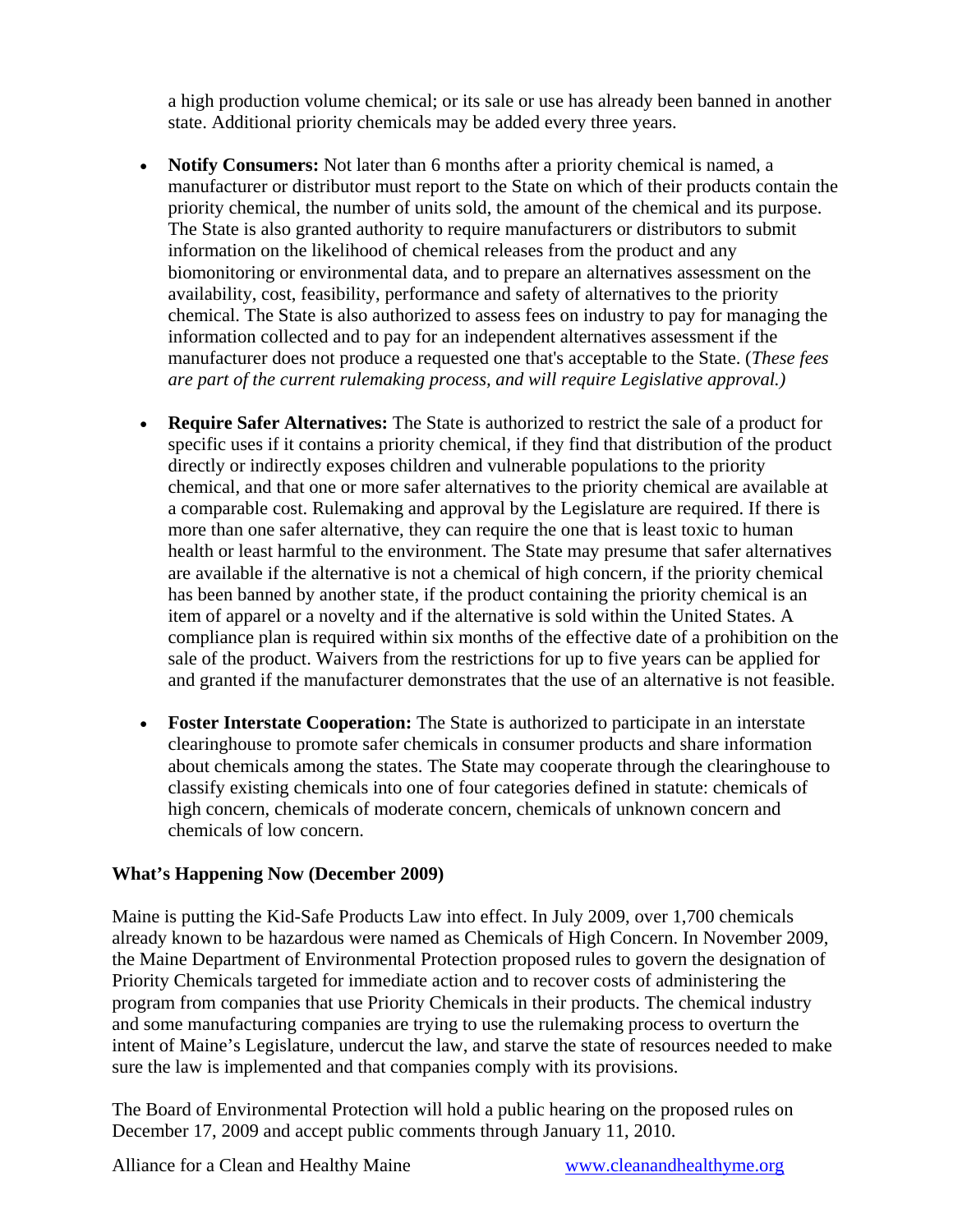a high production volume chemical; or its sale or use has already been banned in another state. Additional priority chemicals may be added every three years.

- **Notify Consumers:** Not later than 6 months after a priority chemical is named, a manufacturer or distributor must report to the State on which of their products contain the priority chemical, the number of units sold, the amount of the chemical and its purpose. The State is also granted authority to require manufacturers or distributors to submit information on the likelihood of chemical releases from the product and any biomonitoring or environmental data, and to prepare an alternatives assessment on the availability, cost, feasibility, performance and safety of alternatives to the priority chemical. The State is also authorized to assess fees on industry to pay for managing the information collected and to pay for an independent alternatives assessment if the manufacturer does not produce a requested one that's acceptable to the State. (*These fees are part of the current rulemaking process, and will require Legislative approval.)*

- **Require Safer Alternatives:** The State is authorized to restrict the sale of a product for specific uses if it contains a priority chemical, if they find that distribution of the product directly or indirectly exposes children and vulnerable populations to the priority chemical, and that one or more safer alternatives to the priority chemical are available at a comparable cost. Rulemaking and approval by the Legislature are required. If there is more than one safer alternative, they can require the one that is least toxic to human health or least harmful to the environment. The State may presume that safer alternatives are available if the alternative is not a chemical of high concern, if the priority chemical has been banned by another state, if the product containing the priority chemical is an item of apparel or a novelty and if the alternative is sold within the United States. A compliance plan is required within six months of the effective date of a prohibition on the sale of the product. Waivers from the restrictions for up to five years can be applied for and granted if the manufacturer demonstrates that the use of an alternative is not feasible.

- **Foster Interstate Cooperation:** The State is authorized to participate in an interstate clearinghouse to promote safer chemicals in consumer products and share information about chemicals among the states. The State may cooperate through the clearinghouse to classify existing chemicals into one of four categories defined in statute: chemicals of high concern, chemicals of moderate concern, chemicals of unknown concern and chemicals of low concern.

**What's Happening Now (December 2009)**

Maine is putting the Kid-Safe Products Law into effect. In July 2009, over 1,700 chemicals already known to be hazardous were named as Chemicals of High Concern. In November 2009, the Maine Department of Environmental Protection proposed rules to govern the designation of Priority Chemicals targeted for immediate action and to recover costs of administering the program from companies that use Priority Chemicals in their products. The chemical industry and some manufacturing companies are trying to use the rulemaking process to overturn the intent of Maine's Legislature, undercut the law, and starve the state of resources needed to make sure the law is implemented and that companies comply with its provisions.

The Board of Environmental Protection will hold a public hearing on the proposed rules on December 17, 2009 and accept public comments through January 11, 2010.

Alliance for a Clean and Healthy Maine www.cleanandhealthyme.org